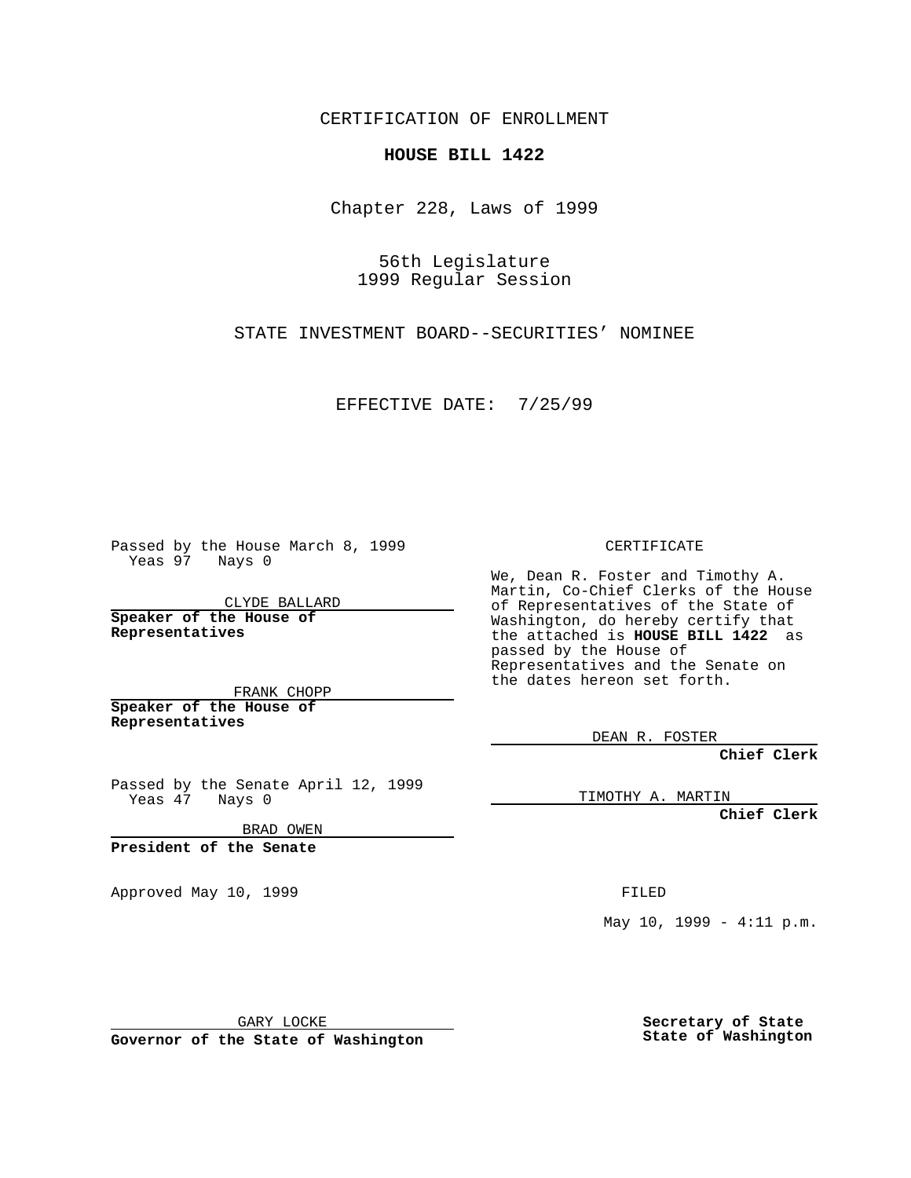CERTIFICATION OF ENROLLMENT

**HOUSE BILL 1422**

Chapter 228, Laws of 1999

56th Legislature
1999 Regular Session

STATE INVESTMENT BOARD--SECURITIES' NOMINEE

EFFECTIVE DATE: 7/25/99

Passed by the House March 8, 1999
Yeas 97 Nays 0

CLYDE BALLARD
**Speaker of the House of Representatives**

FRANK CHOPP
**Speaker of the House of Representatives**

Passed by the Senate April 12, 1999
Yeas 47 Nays 0

BRAD OWEN
**President of the Senate**

Approved May 10, 1999

GARY LOCKE
**Governor of the State of Washington**

CERTIFICATE

We, Dean R. Foster and Timothy A. Martin, Co-Chief Clerks of the House of Representatives of the State of Washington, do hereby certify that the attached is **HOUSE BILL 1422** as passed by the House of Representatives and the Senate on the dates hereon set forth.

DEAN R. FOSTER
**Chief Clerk**

TIMOTHY A. MARTIN
**Chief Clerk**

FILED

May 10, 1999 - 4:11 p.m.

**Secretary of State**
**State of Washington**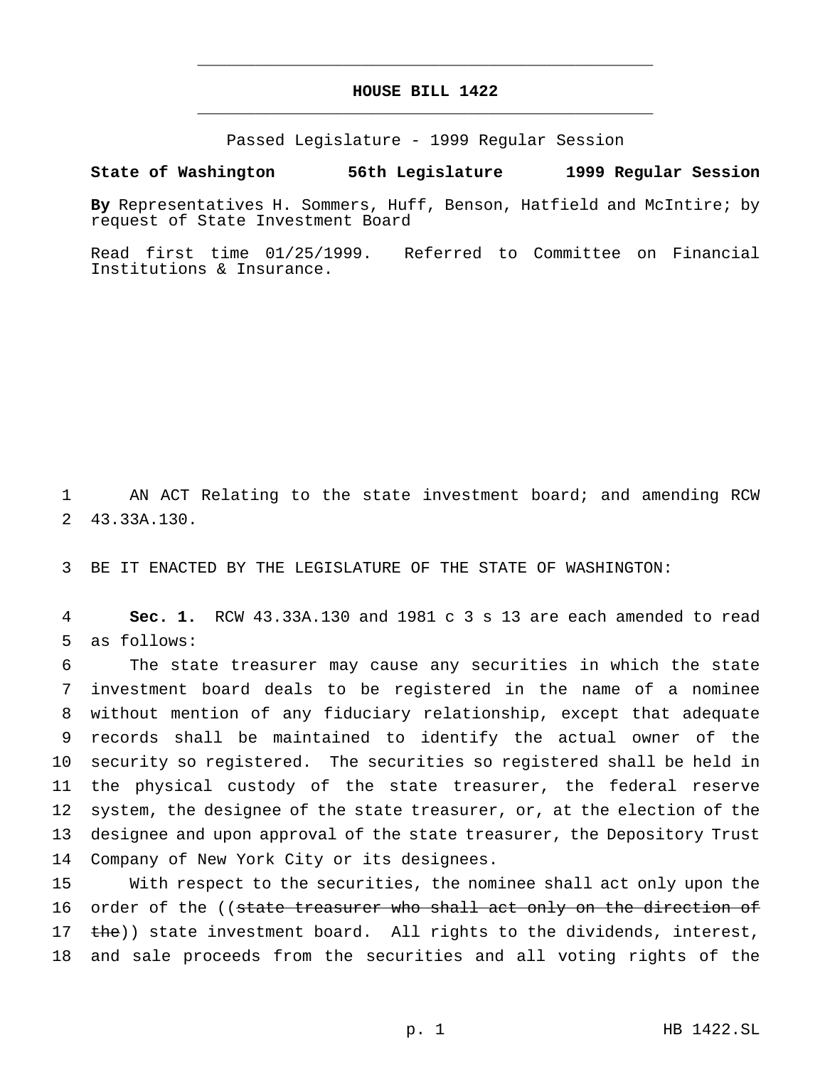# HOUSE BILL 1422

Passed Legislature - 1999 Regular Session

**State of Washington 56th Legislature 1999 Regular Session**

**By** Representatives H. Sommers, Huff, Benson, Hatfield and McIntire; by request of State Investment Board

Read first time 01/25/1999. Referred to Committee on Financial Institutions & Insurance.

1 AN ACT Relating to the state investment board; and amending RCW
2 43.33A.130.

3 BE IT ENACTED BY THE LEGISLATURE OF THE STATE OF WASHINGTON:

4 **Sec. 1.** RCW 43.33A.130 and 1981 c 3 s 13 are each amended to read
5 as follows:

6 The state treasurer may cause any securities in which the state
7 investment board deals to be registered in the name of a nominee
8 without mention of any fiduciary relationship, except that adequate
9 records shall be maintained to identify the actual owner of the
10 security so registered. The securities so registered shall be held in
11 the physical custody of the state treasurer, the federal reserve
12 system, the designee of the state treasurer, or, at the election of the
13 designee and upon approval of the state treasurer, the Depository Trust
14 Company of New York City or its designees.

15 With respect to the securities, the nominee shall act only upon the
16 order of the ((~~state treasurer who shall act only on the direction of~~
17 ~~the~~)) state investment board. All rights to the dividends, interest,
18 and sale proceeds from the securities and all voting rights of the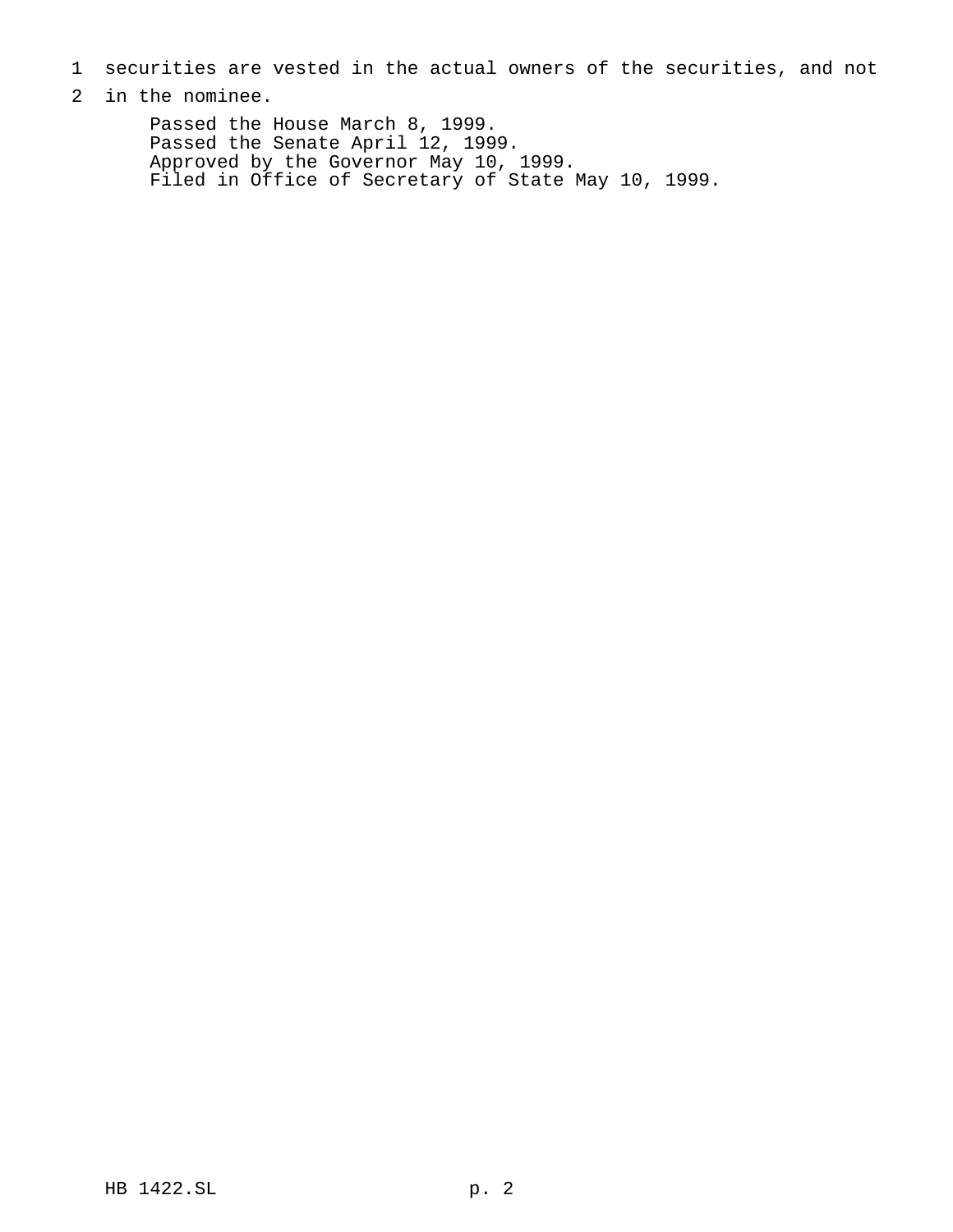securities are vested in the actual owners of the securities, and not in the nominee.

Passed the House March 8, 1999.
Passed the Senate April 12, 1999.
Approved by the Governor May 10, 1999.
Filed in Office of Secretary of State May 10, 1999.